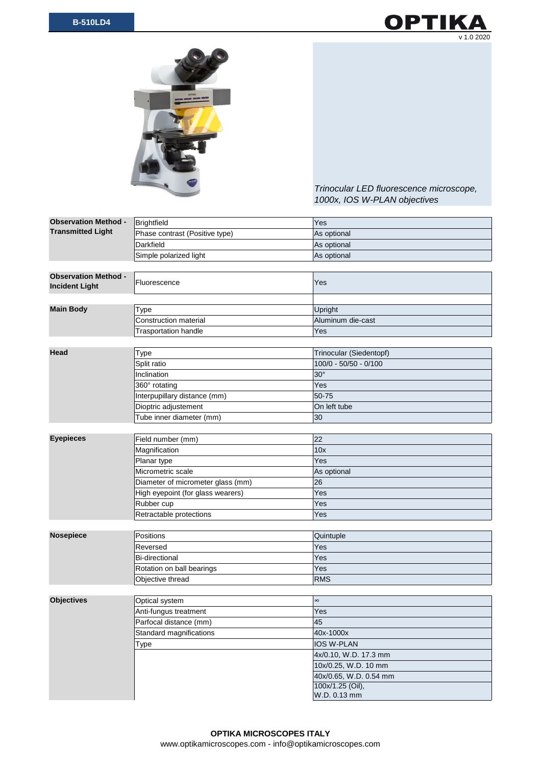# B-510LD4

**OPTIKA**

v 1.0 2020

*Trinocular LED fluorescence microscope, 1000x, IOS W-PLAN objectives*

| Section | Feature | Value |
|---|---|---|
| **Observation Method - Transmitted Light** | Brightfield | Yes |
| | Phase contrast (Positive type) | As optional |
| | Darkfield | As optional |
| | Simple polarized light | As optional |
| **Observation Method - Incident Light** | Fluorescence | Yes |
| **Main Body** | Type | Upright |
| | Construction material | Aluminum die-cast |
| | Trasportation handle | Yes |
| **Head** | Type | Trinocular (Siedentopf) |
| | Split ratio | 100/0 - 50/50 - 0/100 |
| | Inclination | 30° |
| | 360° rotating | Yes |
| | Interpupillary distance (mm) | 50-75 |
| | Dioptric adjustement | On left tube |
| | Tube inner diameter (mm) | 30 |
| **Eyepieces** | Field number (mm) | 22 |
| | Magnification | 10x |
| | Planar type | Yes |
| | Micrometric scale | As optional |
| | Diameter of micrometer glass (mm) | 26 |
| | High eyepoint (for glass wearers) | Yes |
| | Rubber cup | Yes |
| | Retractable protections | Yes |
| **Nosepiece** | Positions | Quintuple |
| | Reversed | Yes |
| | Bi-directional | Yes |
| | Rotation on ball bearings | Yes |
| | Objective thread | RMS |
| **Objectives** | Optical system | ∞ |
| | Anti-fungus treatment | Yes |
| | Parfocal distance (mm) | 45 |
| | Standard magnifications | 40x-1000x |
| | Type | IOS W-PLAN |
| | | 4x/0.10, W.D. 17.3 mm |
| | | 10x/0.25, W.D. 10 mm |
| | | 40x/0.65, W.D. 0.54 mm |
| | | 100x/1.25 (Oil), W.D. 0.13 mm |

**OPTIKA MICROSCOPES ITALY**
www.optikamicroscopes.com - info@optikamicroscopes.com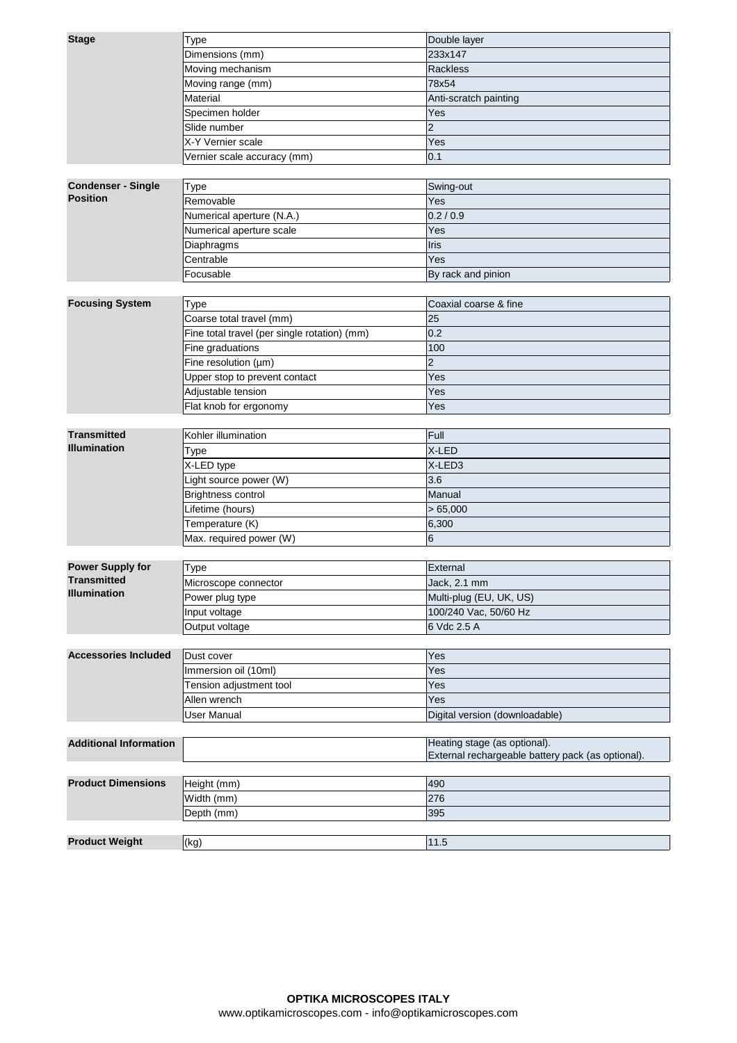| | | |
|---|---|---|
| **Stage** | Type | Double layer |
| | Dimensions (mm) | 233x147 |
| | Moving mechanism | Rackless |
| | Moving range (mm) | 78x54 |
| | Material | Anti-scratch painting |
| | Specimen holder | Yes |
| | Slide number | 2 |
| | X-Y Vernier scale | Yes |
| | Vernier scale accuracy (mm) | 0.1 |

| | | |
|---|---|---|
| **Condenser - Single Position** | Type | Swing-out |
| | Removable | Yes |
| | Numerical aperture (N.A.) | 0.2 / 0.9 |
| | Numerical aperture scale | Yes |
| | Diaphragms | Iris |
| | Centrable | Yes |
| | Focusable | By rack and pinion |

| | | |
|---|---|---|
| **Focusing System** | Type | Coaxial coarse & fine |
| | Coarse total travel (mm) | 25 |
| | Fine total travel (per single rotation) (mm) | 0.2 |
| | Fine graduations | 100 |
| | Fine resolution (µm) | 2 |
| | Upper stop to prevent contact | Yes |
| | Adjustable tension | Yes |
| | Flat knob for ergonomy | Yes |

| | | |
|---|---|---|
| **Transmitted Illumination** | Kohler illumination | Full |
| | Type | X-LED |
| | X-LED type | X-LED3 |
| | Light source power (W) | 3.6 |
| | Brightness control | Manual |
| | Lifetime (hours) | > 65,000 |
| | Temperature (K) | 6,300 |
| | Max. required power (W) | 6 |

| | | |
|---|---|---|
| **Power Supply for Transmitted Illumination** | Type | External |
| | Microscope connector | Jack, 2.1 mm |
| | Power plug type | Multi-plug (EU, UK, US) |
| | Input voltage | 100/240 Vac, 50/60 Hz |
| | Output voltage | 6 Vdc 2.5 A |

| | | |
|---|---|---|
| **Accessories Included** | Dust cover | Yes |
| | Immersion oil (10ml) | Yes |
| | Tension adjustment tool | Yes |
| | Allen wrench | Yes |
| | User Manual | Digital version (downloadable) |

| | | |
|---|---|---|
| **Additional Information** | | Heating stage (as optional).<br>External rechargeable battery pack (as optional). |

| | | |
|---|---|---|
| **Product Dimensions** | Height (mm) | 490 |
| | Width (mm) | 276 |
| | Depth (mm) | 395 |

| | | |
|---|---|---|
| **Product Weight** | (kg) | 11.5 |

**OPTIKA MICROSCOPES ITALY**
www.optikamicroscopes.com - info@optikamicroscopes.com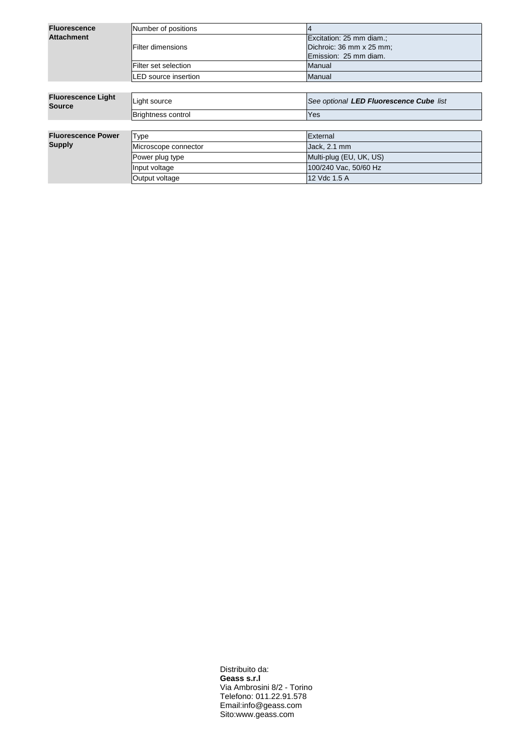| | | |
|---|---|---|
| **Fluorescence Attachment** | Number of positions | 4 |
| | Filter dimensions | Excitation: 25 mm diam.;<br>Dichroic: 36 mm x 25 mm;<br>Emission: 25 mm diam. |
| | Filter set selection | Manual |
| | LED source insertion | Manual |

| | | |
|---|---|---|
| **Fluorescence Light Source** | Light source | *See optional **LED Fluorescence Cube** list* |
| | Brightness control | Yes |

| | | |
|---|---|---|
| **Fluorescence Power Supply** | Type | External |
| | Microscope connector | Jack, 2.1 mm |
| | Power plug type | Multi-plug (EU, UK, US) |
| | Input voltage | 100/240 Vac, 50/60 Hz |
| | Output voltage | 12 Vdc 1.5 A |

Distribuito da:
**Geass s.r.l**
Via Ambrosini 8/2 - Torino
Telefono: 011.22.91.578
Email:info@geass.com
Sito:www.geass.com